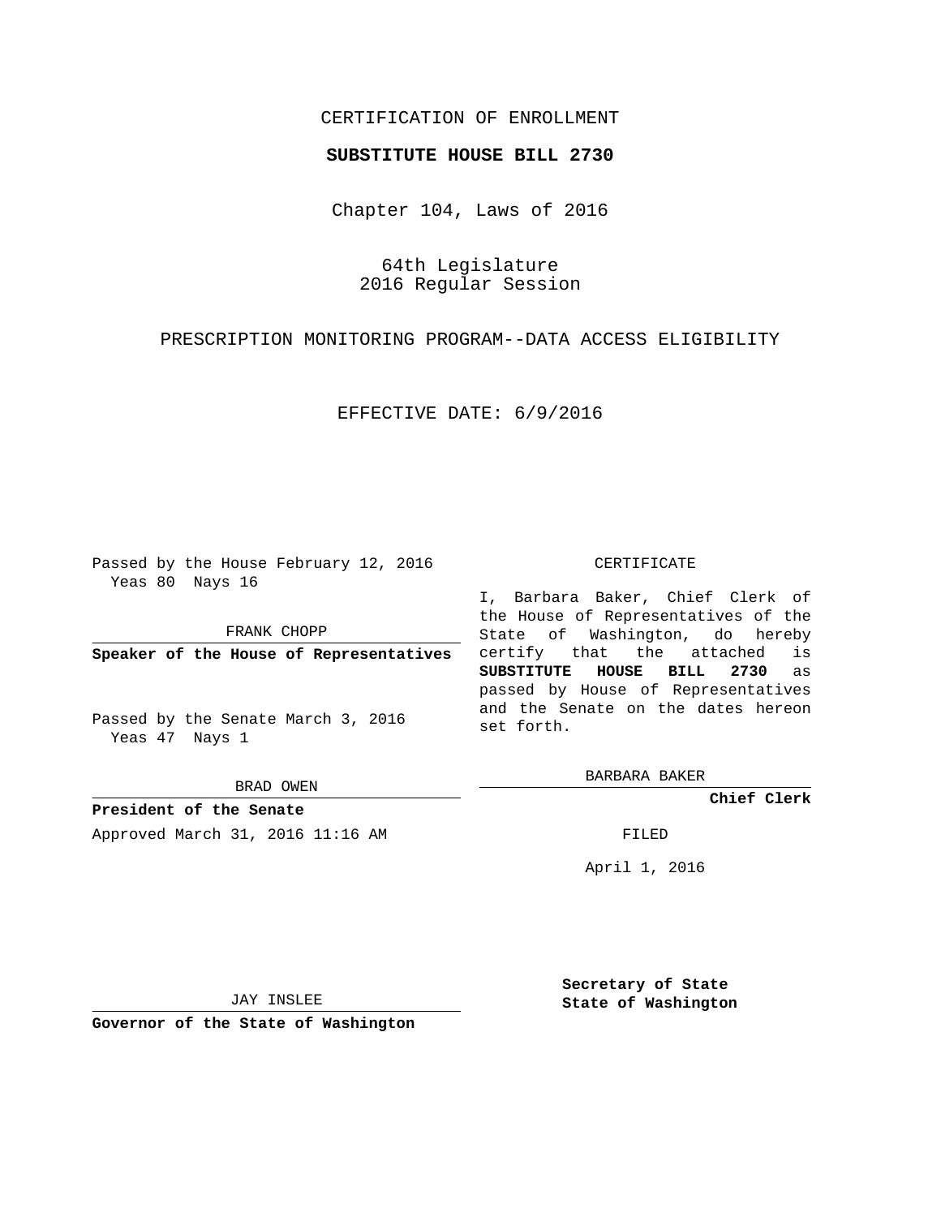CERTIFICATION OF ENROLLMENT

**SUBSTITUTE HOUSE BILL 2730**

Chapter 104, Laws of 2016

64th Legislature
2016 Regular Session

PRESCRIPTION MONITORING PROGRAM--DATA ACCESS ELIGIBILITY

EFFECTIVE DATE: 6/9/2016

Passed by the House February 12, 2016
Yeas 80 Nays 16

FRANK CHOPP

**Speaker of the House of Representatives**

Passed by the Senate March 3, 2016
Yeas 47 Nays 1

BRAD OWEN

**President of the Senate**

Approved March 31, 2016 11:16 AM

JAY INSLEE

**Governor of the State of Washington**

CERTIFICATE

I, Barbara Baker, Chief Clerk of the House of Representatives of the State of Washington, do hereby certify that the attached is **SUBSTITUTE HOUSE BILL 2730** as passed by House of Representatives and the Senate on the dates hereon set forth.

BARBARA BAKER

**Chief Clerk**

FILED

April 1, 2016

**Secretary of State**
**State of Washington**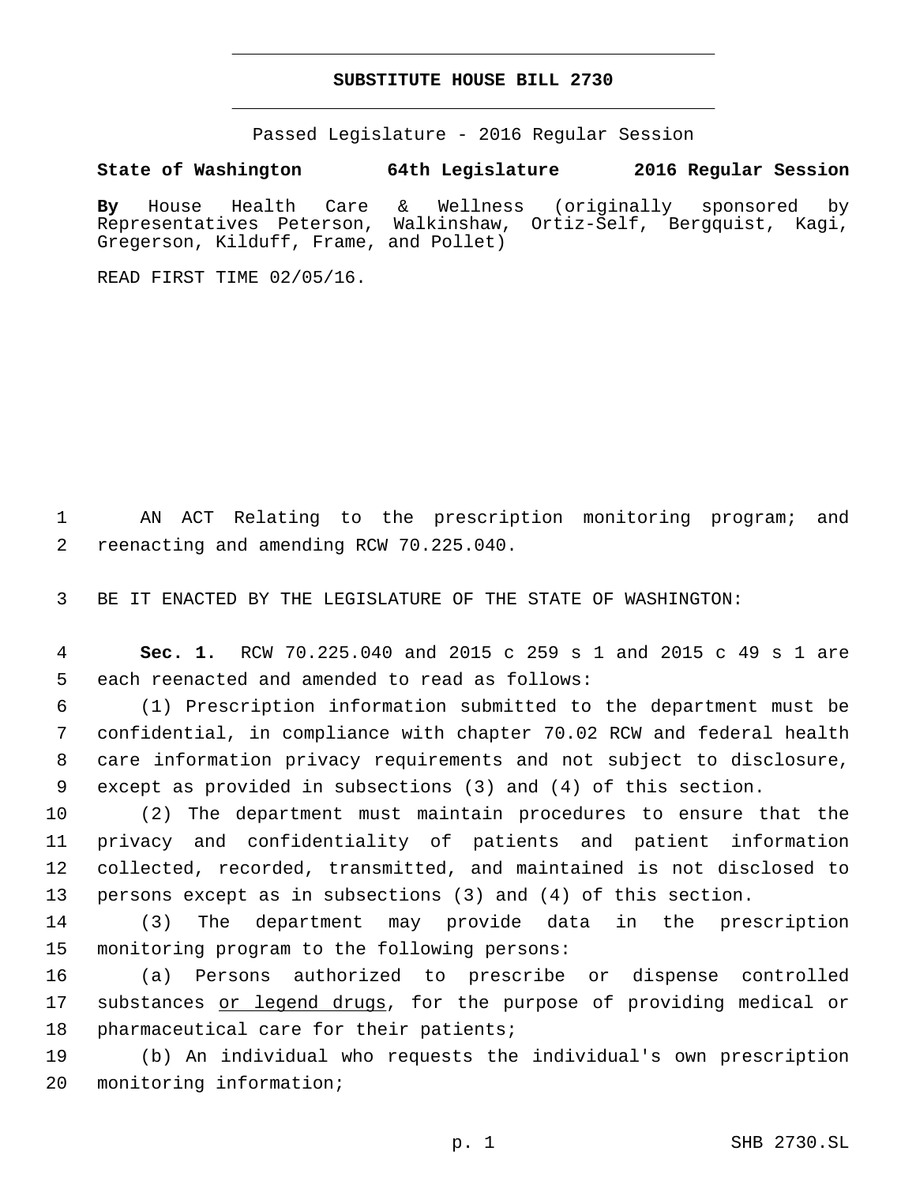**SUBSTITUTE HOUSE BILL 2730**

Passed Legislature - 2016 Regular Session

**State of Washington 64th Legislature 2016 Regular Session**

**By** House Health Care & Wellness (originally sponsored by Representatives Peterson, Walkinshaw, Ortiz-Self, Bergquist, Kagi, Gregerson, Kilduff, Frame, and Pollet)

READ FIRST TIME 02/05/16.

AN ACT Relating to the prescription monitoring program; and reenacting and amending RCW 70.225.040.

BE IT ENACTED BY THE LEGISLATURE OF THE STATE OF WASHINGTON:

**Sec. 1.** RCW 70.225.040 and 2015 c 259 s 1 and 2015 c 49 s 1 are each reenacted and amended to read as follows:

(1) Prescription information submitted to the department must be confidential, in compliance with chapter 70.02 RCW and federal health care information privacy requirements and not subject to disclosure, except as provided in subsections (3) and (4) of this section.

(2) The department must maintain procedures to ensure that the privacy and confidentiality of patients and patient information collected, recorded, transmitted, and maintained is not disclosed to persons except as in subsections (3) and (4) of this section.

(3) The department may provide data in the prescription monitoring program to the following persons:

(a) Persons authorized to prescribe or dispense controlled substances <u>or legend drugs</u>, for the purpose of providing medical or pharmaceutical care for their patients;

(b) An individual who requests the individual's own prescription monitoring information;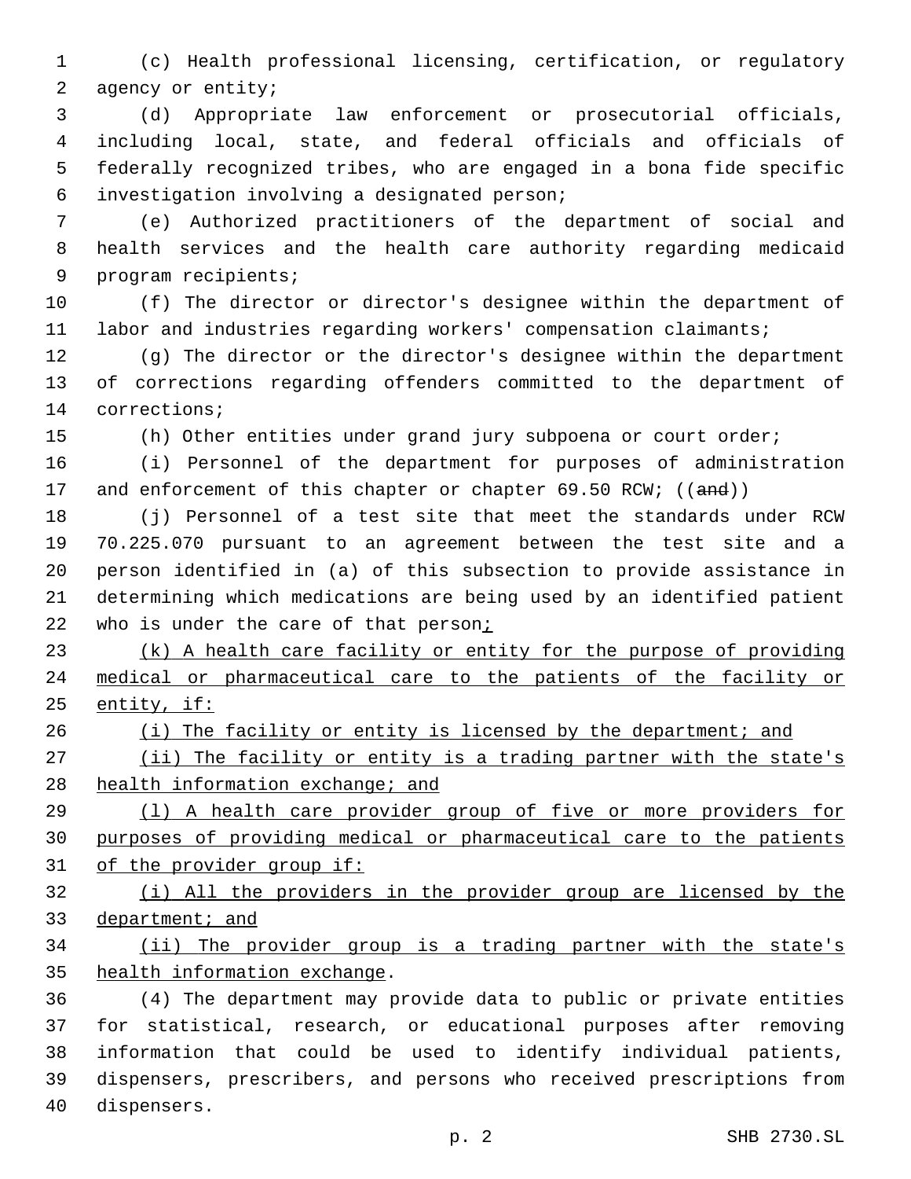(c) Health professional licensing, certification, or regulatory agency or entity;

(d) Appropriate law enforcement or prosecutorial officials, including local, state, and federal officials and officials of federally recognized tribes, who are engaged in a bona fide specific investigation involving a designated person;

(e) Authorized practitioners of the department of social and health services and the health care authority regarding medicaid program recipients;

(f) The director or director's designee within the department of labor and industries regarding workers' compensation claimants;

(g) The director or the director's designee within the department of corrections regarding offenders committed to the department of corrections;

(h) Other entities under grand jury subpoena or court order;

(i) Personnel of the department for purposes of administration and enforcement of this chapter or chapter 69.50 RCW; ((~~and~~))

(j) Personnel of a test site that meet the standards under RCW 70.225.070 pursuant to an agreement between the test site and a person identified in (a) of this subsection to provide assistance in determining which medications are being used by an identified patient who is under the care of that person<u>;</u>

<u>(k) A health care facility or entity for the purpose of providing medical or pharmaceutical care to the patients of the facility or entity, if:</u>

<u>(i) The facility or entity is licensed by the department; and</u>

<u>(ii) The facility or entity is a trading partner with the state's health information exchange; and</u>

<u>(l) A health care provider group of five or more providers for purposes of providing medical or pharmaceutical care to the patients of the provider group if:</u>

<u>(i) All the providers in the provider group are licensed by the department; and</u>

<u>(ii) The provider group is a trading partner with the state's health information exchange</u>.

(4) The department may provide data to public or private entities for statistical, research, or educational purposes after removing information that could be used to identify individual patients, dispensers, prescribers, and persons who received prescriptions from dispensers.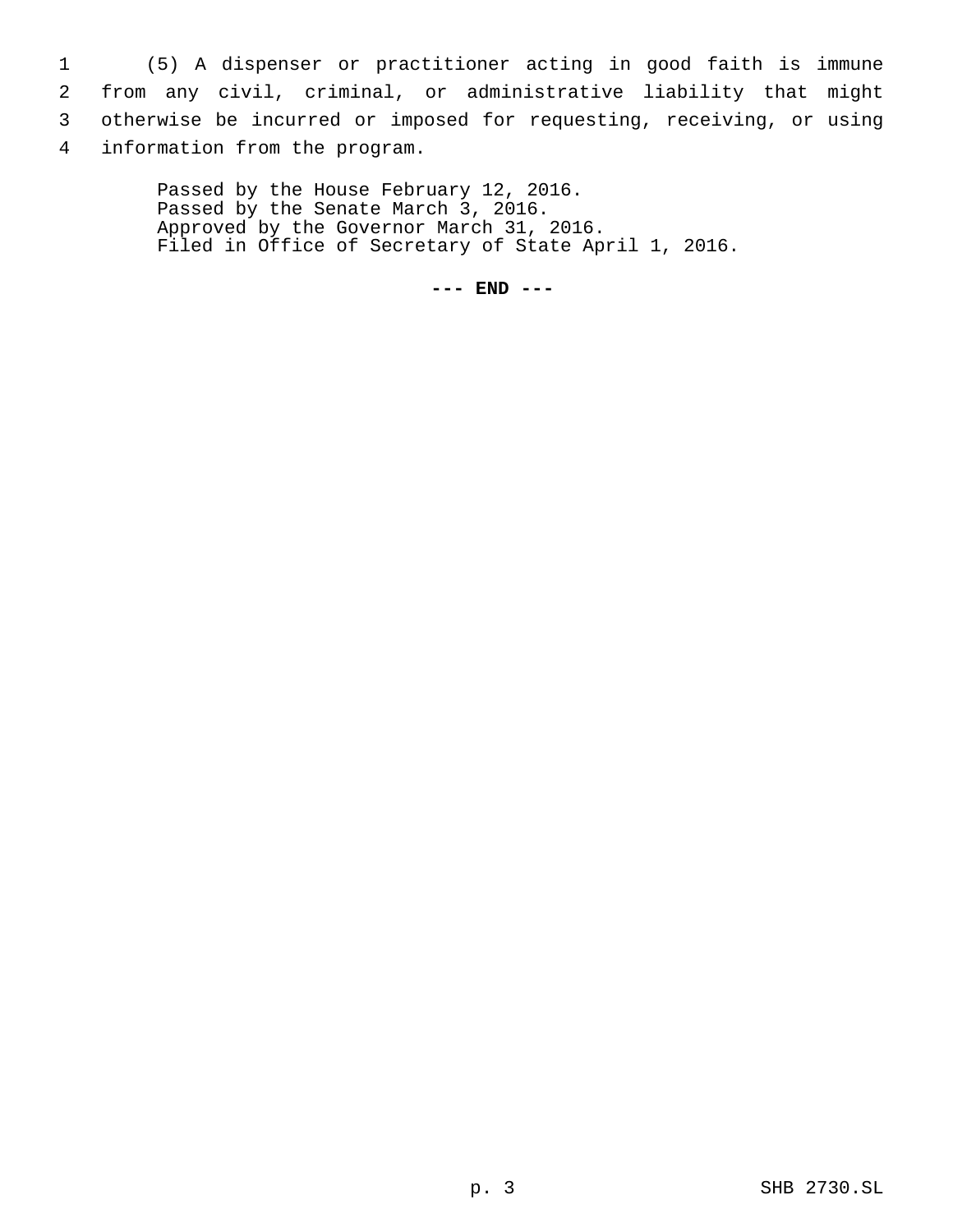(5) A dispenser or practitioner acting in good faith is immune from any civil, criminal, or administrative liability that might otherwise be incurred or imposed for requesting, receiving, or using information from the program.

Passed by the House February 12, 2016.
Passed by the Senate March 3, 2016.
Approved by the Governor March 31, 2016.
Filed in Office of Secretary of State April 1, 2016.

**--- END ---**